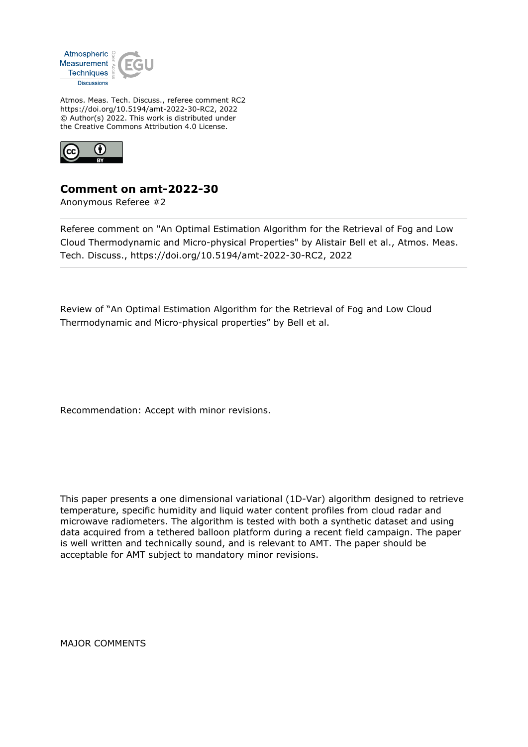Atmos. Meas. Tech. Discuss., referee comment RC2
https://doi.org/10.5194/amt-2022-30-RC2, 2022
© Author(s) 2022. This work is distributed under
the Creative Commons Attribution 4.0 License.

## Comment on amt-2022-30

Anonymous Referee #2

Referee comment on "An Optimal Estimation Algorithm for the Retrieval of Fog and Low Cloud Thermodynamic and Micro-physical Properties" by Alistair Bell et al., Atmos. Meas. Tech. Discuss., https://doi.org/10.5194/amt-2022-30-RC2, 2022

Review of "An Optimal Estimation Algorithm for the Retrieval of Fog and Low Cloud Thermodynamic and Micro-physical properties" by Bell et al.

Recommendation: Accept with minor revisions.

This paper presents a one dimensional variational (1D-Var) algorithm designed to retrieve temperature, specific humidity and liquid water content profiles from cloud radar and microwave radiometers. The algorithm is tested with both a synthetic dataset and using data acquired from a tethered balloon platform during a recent field campaign. The paper is well written and technically sound, and is relevant to AMT. The paper should be acceptable for AMT subject to mandatory minor revisions.

MAJOR COMMENTS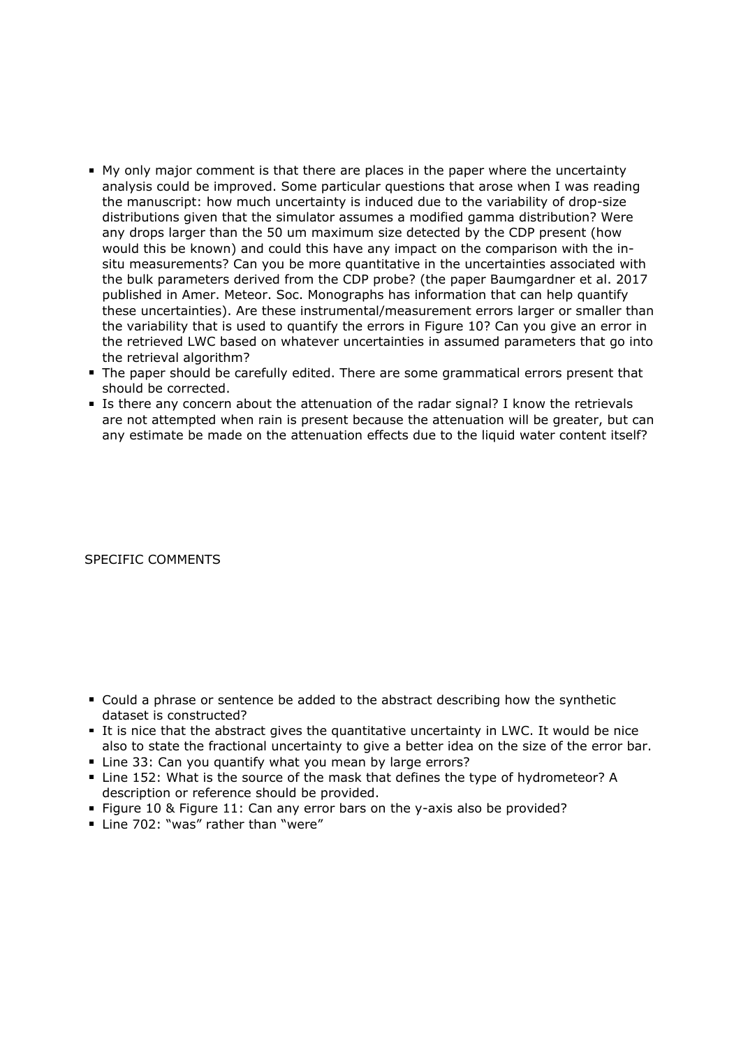- My only major comment is that there are places in the paper where the uncertainty analysis could be improved. Some particular questions that arose when I was reading the manuscript: how much uncertainty is induced due to the variability of drop-size distributions given that the simulator assumes a modified gamma distribution? Were any drops larger than the 50 um maximum size detected by the CDP present (how would this be known) and could this have any impact on the comparison with the in-situ measurements? Can you be more quantitative in the uncertainties associated with the bulk parameters derived from the CDP probe? (the paper Baumgardner et al. 2017 published in Amer. Meteor. Soc. Monographs has information that can help quantify these uncertainties). Are these instrumental/measurement errors larger or smaller than the variability that is used to quantify the errors in Figure 10? Can you give an error in the retrieved LWC based on whatever uncertainties in assumed parameters that go into the retrieval algorithm?
- The paper should be carefully edited. There are some grammatical errors present that should be corrected.
- Is there any concern about the attenuation of the radar signal? I know the retrievals are not attempted when rain is present because the attenuation will be greater, but can any estimate be made on the attenuation effects due to the liquid water content itself?

SPECIFIC COMMENTS

- Could a phrase or sentence be added to the abstract describing how the synthetic dataset is constructed?
- It is nice that the abstract gives the quantitative uncertainty in LWC. It would be nice also to state the fractional uncertainty to give a better idea on the size of the error bar.
- Line 33: Can you quantify what you mean by large errors?
- Line 152: What is the source of the mask that defines the type of hydrometeor? A description or reference should be provided.
- Figure 10 & Figure 11: Can any error bars on the y-axis also be provided?
- Line 702: "was" rather than "were"